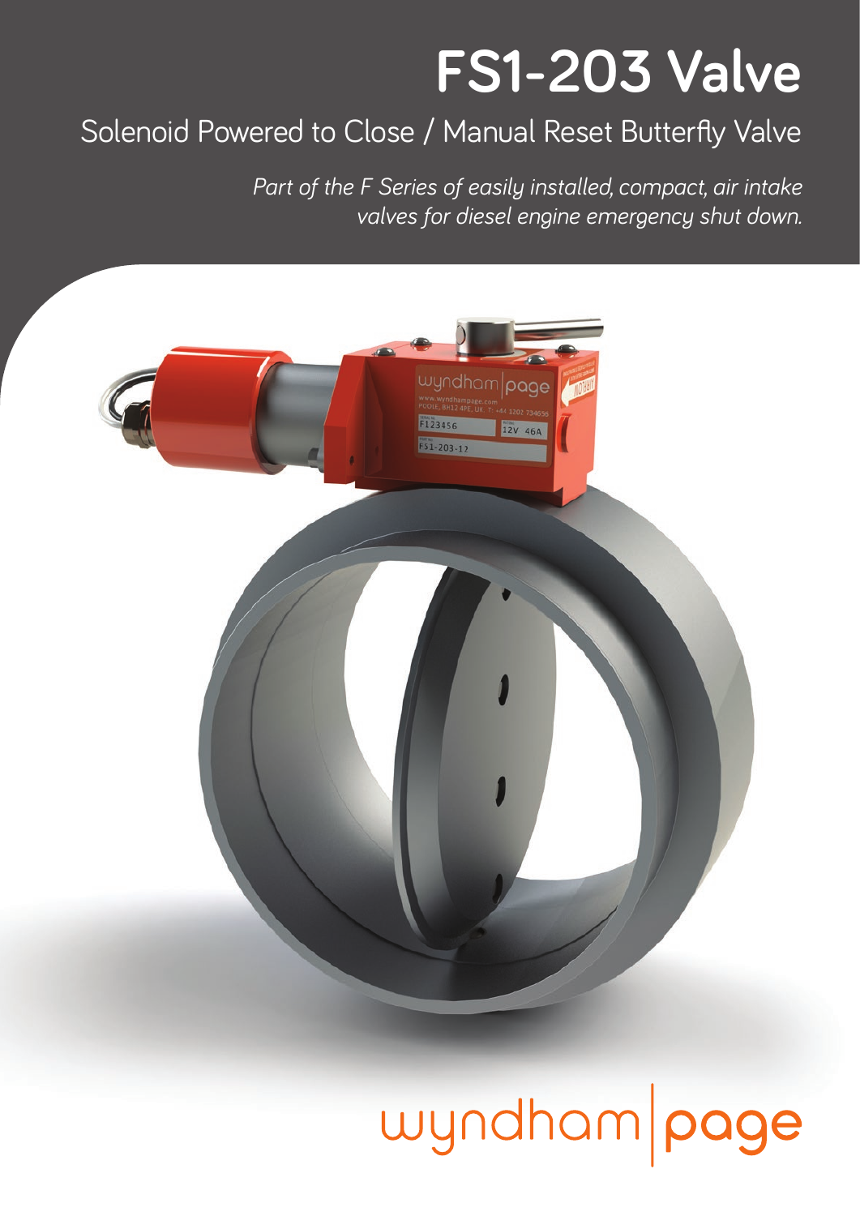# FS1-203 Valve

## Solenoid Powered to Close / Manual Reset Butterfly Valve

*Part of the F Series of easily installed, compact, air intake valves for diesel engine emergency shut down.*

wyndham|page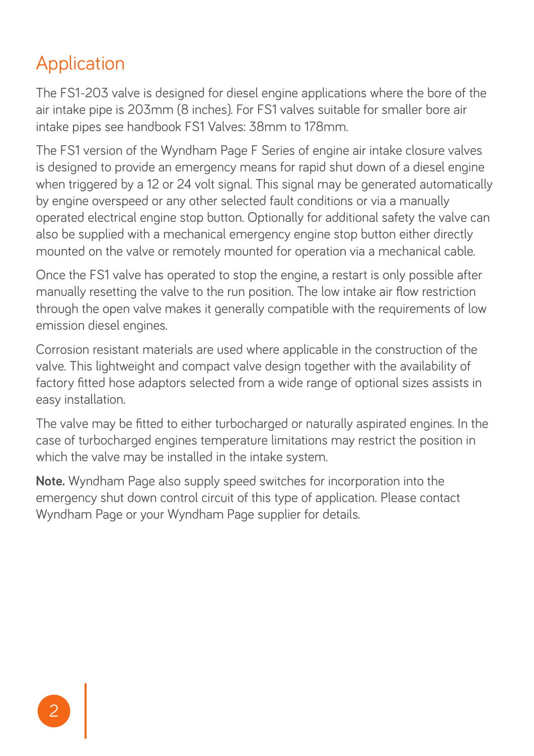# Application

The FS1-203 valve is designed for diesel engine applications where the bore of the air intake pipe is 203mm (8 inches). For FS1 valves suitable for smaller bore air intake pipes see handbook FS1 Valves: 38mm to 178mm.

The FS1 version of the Wyndham Page F Series of engine air intake closure valves is designed to provide an emergency means for rapid shut down of a diesel engine when triggered by a 12 or 24 volt signal. This signal may be generated automatically by engine overspeed or any other selected fault conditions or via a manually operated electrical engine stop button. Optionally for additional safety the valve can also be supplied with a mechanical emergency engine stop button either directly mounted on the valve or remotely mounted for operation via a mechanical cable.

Once the FS1 valve has operated to stop the engine, a restart is only possible after manually resetting the valve to the run position. The low intake air flow restriction through the open valve makes it generally compatible with the requirements of low emission diesel engines.

Corrosion resistant materials are used where applicable in the construction of the valve. This lightweight and compact valve design together with the availability of factory fitted hose adaptors selected from a wide range of optional sizes assists in easy installation.

The valve may be fitted to either turbocharged or naturally aspirated engines. In the case of turbocharged engines temperature limitations may restrict the position in which the valve may be installed in the intake system.

**Note.** Wyndham Page also supply speed switches for incorporation into the emergency shut down control circuit of this type of application. Please contact Wyndham Page or your Wyndham Page supplier for details.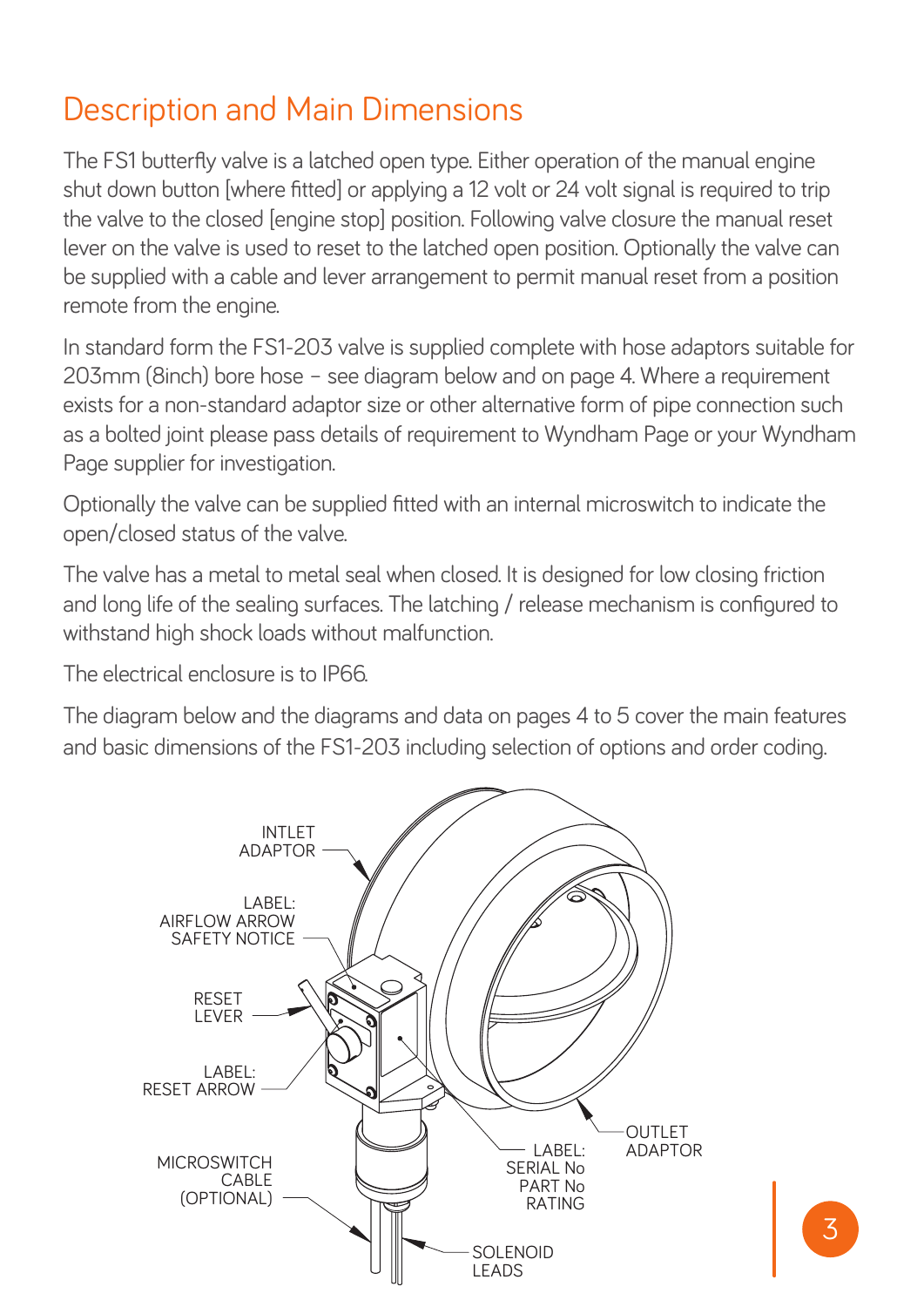# Description and Main Dimensions

The FS1 butterfly valve is a latched open type. Either operation of the manual engine shut down button [where fitted] or applying a 12 volt or 24 volt signal is required to trip the valve to the closed [engine stop] position. Following valve closure the manual reset lever on the valve is used to reset to the latched open position. Optionally the valve can be supplied with a cable and lever arrangement to permit manual reset from a position remote from the engine.

In standard form the FS1-203 valve is supplied complete with hose adaptors suitable for 203mm (8inch) bore hose – see diagram below and on page 4. Where a requirement exists for a non-standard adaptor size or other alternative form of pipe connection such as a bolted joint please pass details of requirement to Wyndham Page or your Wyndham Page supplier for investigation.

Optionally the valve can be supplied fitted with an internal microswitch to indicate the open/closed status of the valve.

The valve has a metal to metal seal when closed. It is designed for low closing friction and long life of the sealing surfaces. The latching / release mechanism is configured to withstand high shock loads without malfunction.

The electrical enclosure is to IP66.

The diagram below and the diagrams and data on pages 4 to 5 cover the main features and basic dimensions of the FS1-203 including selection of options and order coding.

INTLET ADAPTOR

LABEL: AIRFLOW ARROW SAFETY NOTICE

RESET LEVER

LABEL: RESET ARROW

MICROSWITCH CABLE (OPTIONAL)

LABEL: SERIAL No PART No RATING

OUTLET ADAPTOR

SOLENOID LEADS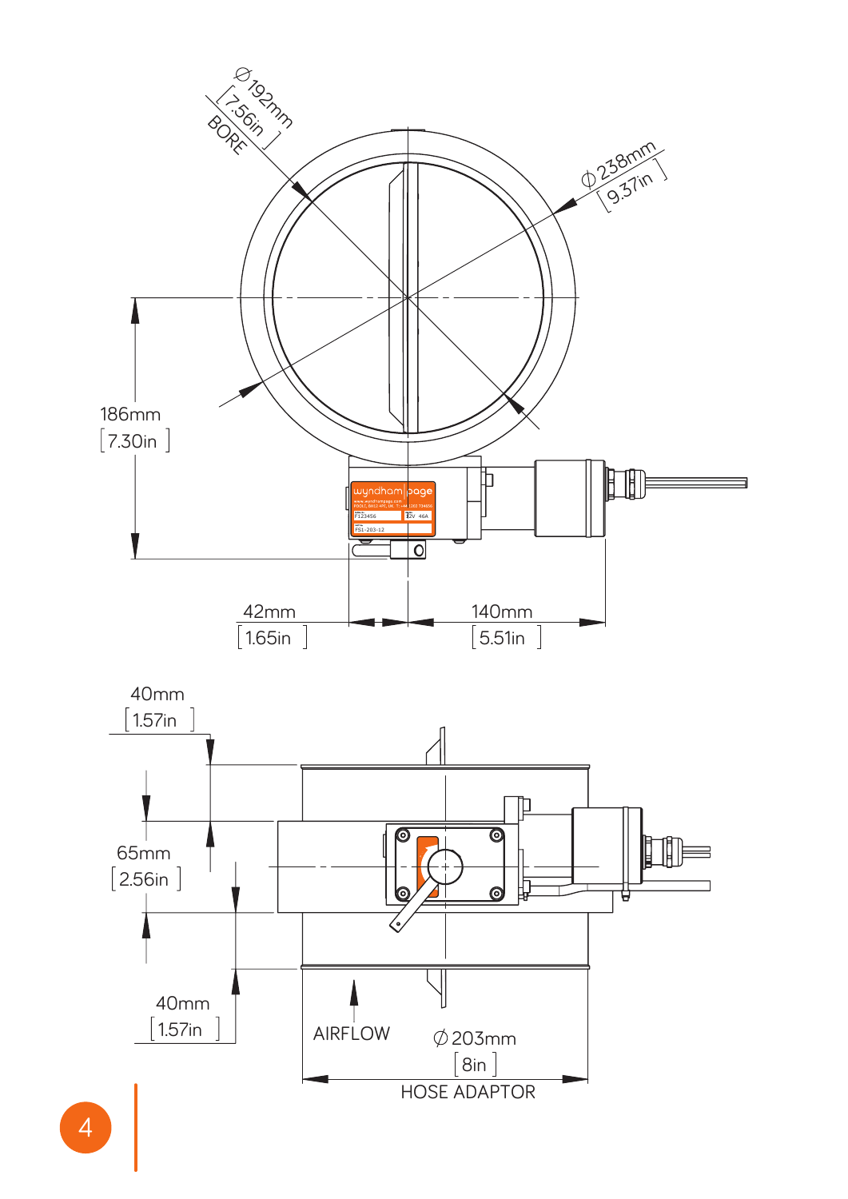∅192mm
[7.56in]
BORE

∅238mm
[9.37in]

186mm
[7.30in]

42mm
[1.65in]

140mm
[5.51in]

40mm
[1.57in]

65mm
[2.56in]

40mm
[1.57in]

AIRFLOW

∅203mm
[8in]
HOSE ADAPTOR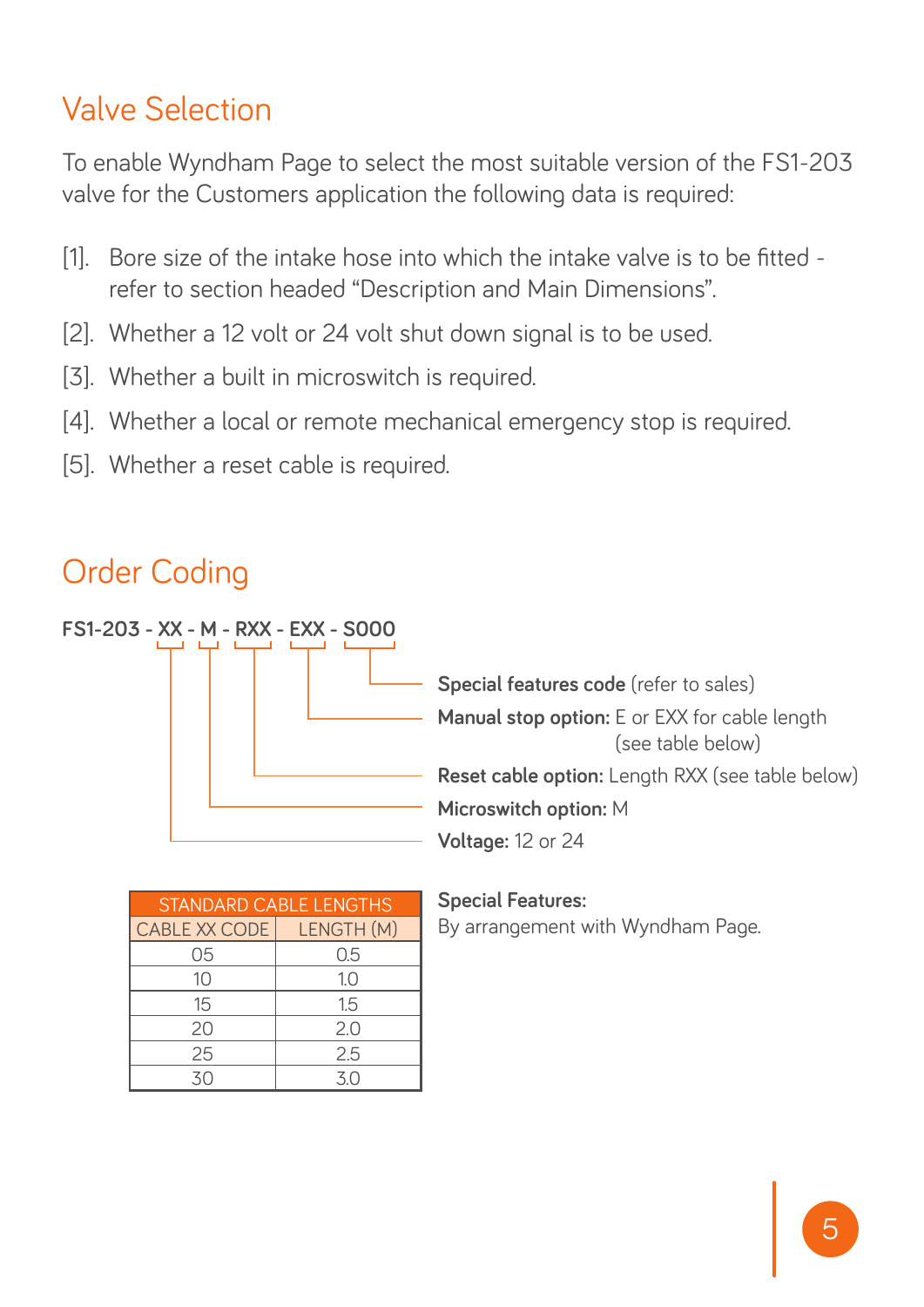## Valve Selection

To enable Wyndham Page to select the most suitable version of the FS1-203 valve for the Customers application the following data is required:

[1]. Bore size of the intake hose into which the intake valve is to be fitted - refer to section headed "Description and Main Dimensions".

[2]. Whether a 12 volt or 24 volt shut down signal is to be used.

[3]. Whether a built in microswitch is required.

[4]. Whether a local or remote mechanical emergency stop is required.

[5]. Whether a reset cable is required.

## Order Coding

**FS1-203 - XX - M - RXX - EXX - S000**

- **Special features code** (refer to sales)
- **Manual stop option:** E or EXX for cable length (see table below)
- **Reset cable option:** Length RXX (see table below)
- **Microswitch option:** M
- **Voltage:** 12 or 24

| STANDARD CABLE LENGTHS | |
|---|---|
| CABLE XX CODE | LENGTH (M) |
| 05 | 0.5 |
| 10 | 1.0 |
| 15 | 1.5 |
| 20 | 2.0 |
| 25 | 2.5 |
| 30 | 3.0 |

**Special Features:**
By arrangement with Wyndham Page.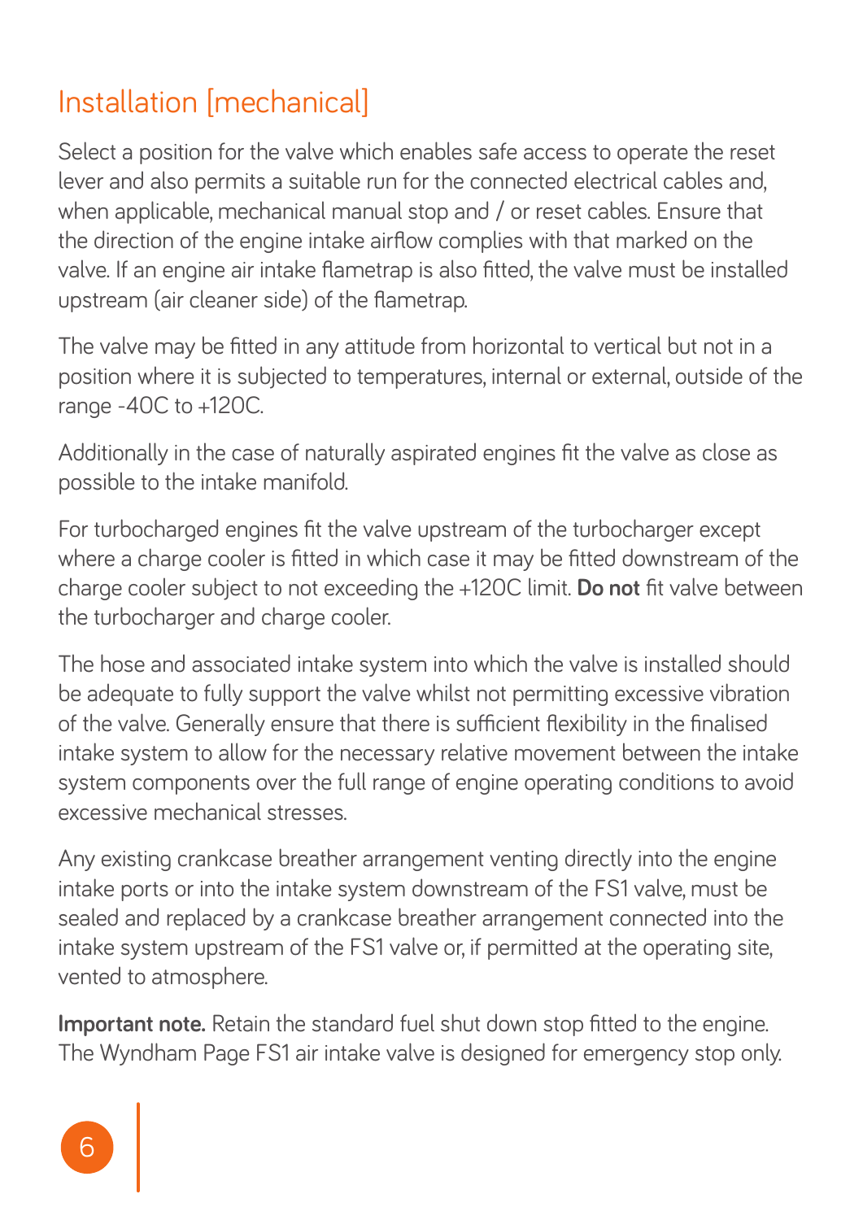# Installation [mechanical]

Select a position for the valve which enables safe access to operate the reset lever and also permits a suitable run for the connected electrical cables and, when applicable, mechanical manual stop and / or reset cables. Ensure that the direction of the engine intake airflow complies with that marked on the valve. If an engine air intake flametrap is also fitted, the valve must be installed upstream (air cleaner side) of the flametrap.

The valve may be fitted in any attitude from horizontal to vertical but not in a position where it is subjected to temperatures, internal or external, outside of the range -40C to +120C.

Additionally in the case of naturally aspirated engines fit the valve as close as possible to the intake manifold.

For turbocharged engines fit the valve upstream of the turbocharger except where a charge cooler is fitted in which case it may be fitted downstream of the charge cooler subject to not exceeding the +120C limit. **Do not** fit valve between the turbocharger and charge cooler.

The hose and associated intake system into which the valve is installed should be adequate to fully support the valve whilst not permitting excessive vibration of the valve. Generally ensure that there is sufficient flexibility in the finalised intake system to allow for the necessary relative movement between the intake system components over the full range of engine operating conditions to avoid excessive mechanical stresses.

Any existing crankcase breather arrangement venting directly into the engine intake ports or into the intake system downstream of the FS1 valve, must be sealed and replaced by a crankcase breather arrangement connected into the intake system upstream of the FS1 valve or, if permitted at the operating site, vented to atmosphere.

**Important note.** Retain the standard fuel shut down stop fitted to the engine. The Wyndham Page FS1 air intake valve is designed for emergency stop only.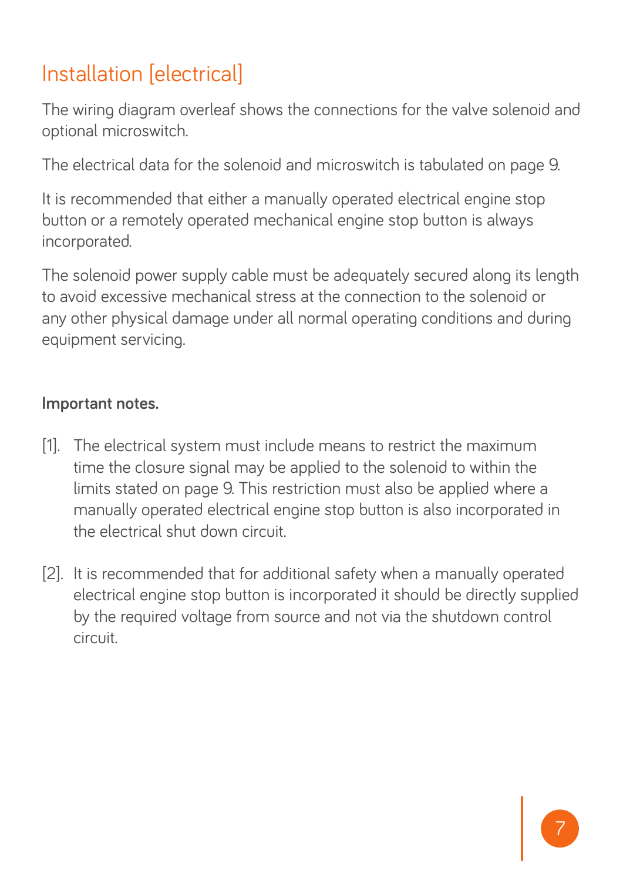# Installation [electrical]

The wiring diagram overleaf shows the connections for the valve solenoid and optional microswitch.

The electrical data for the solenoid and microswitch is tabulated on page 9.

It is recommended that either a manually operated electrical engine stop button or a remotely operated mechanical engine stop button is always incorporated.

The solenoid power supply cable must be adequately secured along its length to avoid excessive mechanical stress at the connection to the solenoid or any other physical damage under all normal operating conditions and during equipment servicing.

**Important notes.**

[1]. The electrical system must include means to restrict the maximum time the closure signal may be applied to the solenoid to within the limits stated on page 9. This restriction must also be applied where a manually operated electrical engine stop button is also incorporated in the electrical shut down circuit.

[2]. It is recommended that for additional safety when a manually operated electrical engine stop button is incorporated it should be directly supplied by the required voltage from source and not via the shutdown control circuit.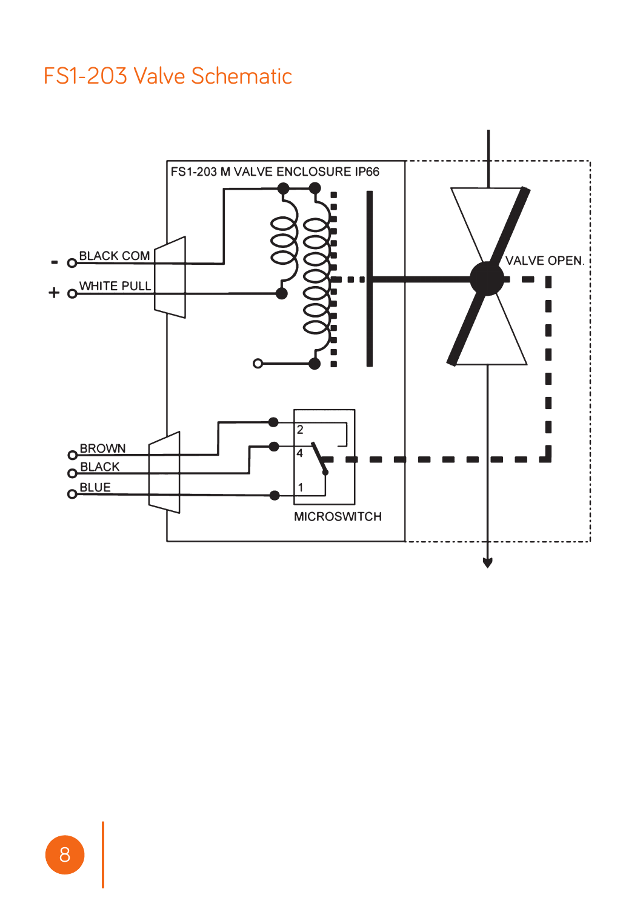# FS1-203 Valve Schematic

FS1-203 M VALVE ENCLOSURE IP66

- BLACK COM

+ WHITE PULL

VALVE OPEN.

BROWN

BLACK

BLUE

2

4

1

MICROSWITCH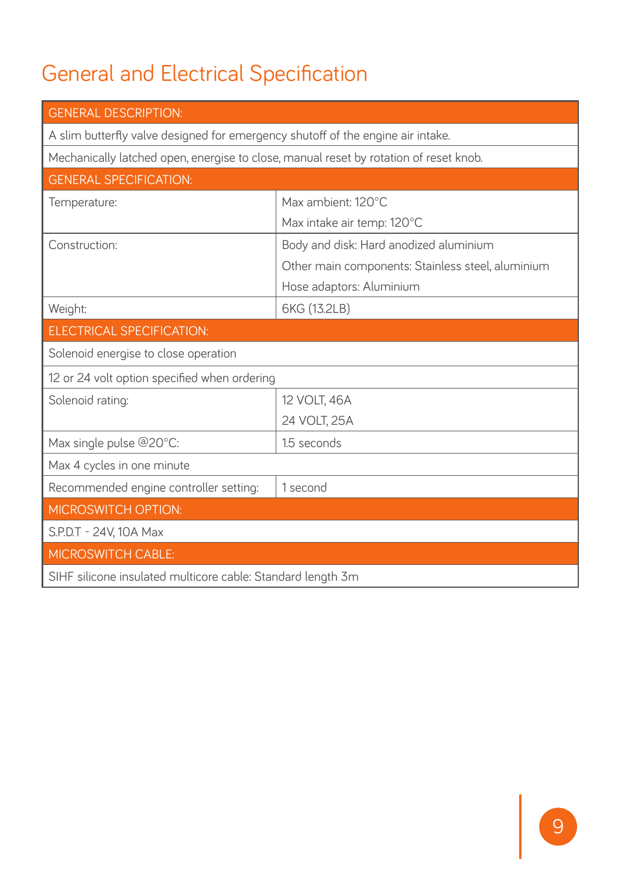# General and Electrical Specification

| GENERAL DESCRIPTION: | |
|---|---|
| A slim butterfly valve designed for emergency shutoff of the engine air intake. | |
| Mechanically latched open, energise to close, manual reset by rotation of reset knob. | |
| **GENERAL SPECIFICATION:** | |
| Temperature: | Max ambient: 120°C<br>Max intake air temp: 120°C |
| Construction: | Body and disk: Hard anodized aluminium<br>Other main components: Stainless steel, aluminium<br>Hose adaptors: Aluminium |
| Weight: | 6KG (13.2LB) |
| **ELECTRICAL SPECIFICATION:** | |
| Solenoid energise to close operation | |
| 12 or 24 volt option specified when ordering | |
| Solenoid rating: | 12 VOLT, 46A<br>24 VOLT, 25A |
| Max single pulse @20°C: | 1.5 seconds |
| Max 4 cycles in one minute | |
| Recommended engine controller setting: | 1 second |
| **MICROSWITCH OPTION:** | |
| S.P.D.T - 24V, 10A Max | |
| **MICROSWITCH CABLE:** | |
| SIHF silicone insulated multicore cable: Standard length 3m | |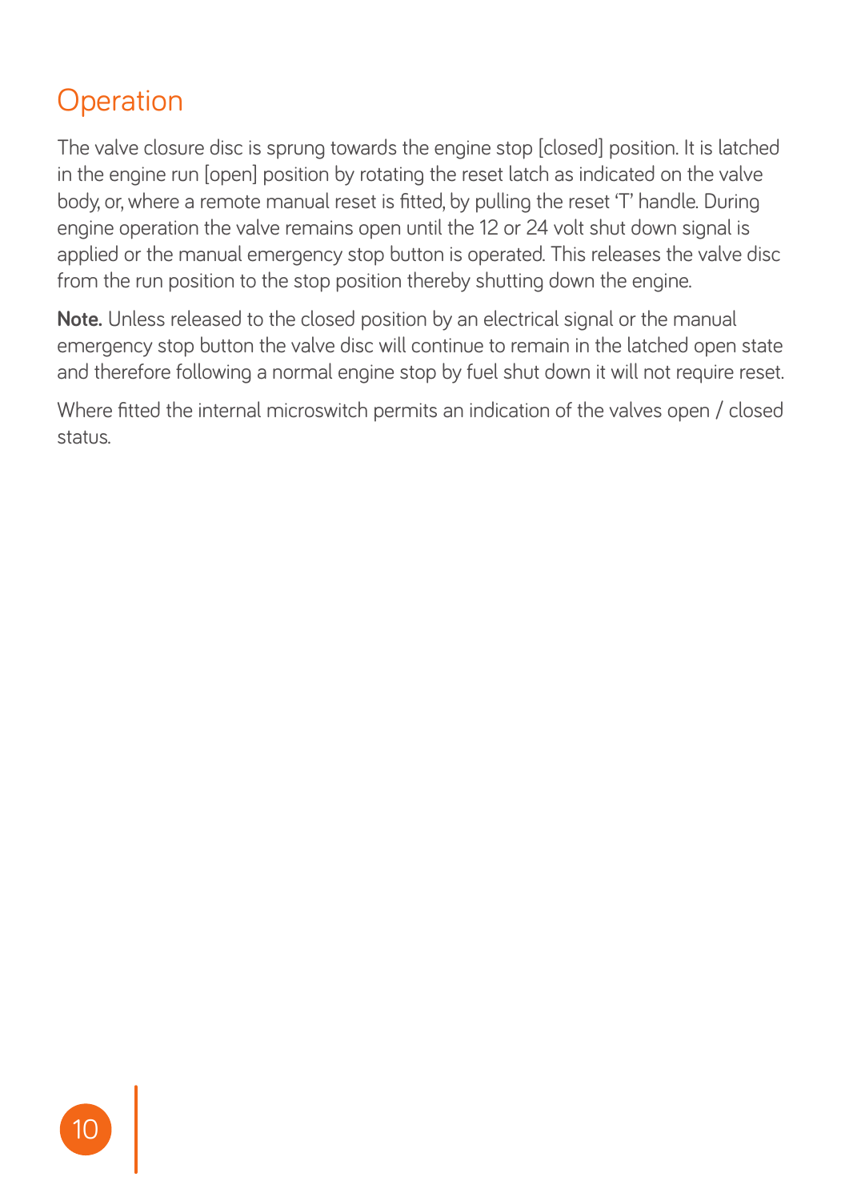# Operation

The valve closure disc is sprung towards the engine stop [closed] position. It is latched in the engine run [open] position by rotating the reset latch as indicated on the valve body, or, where a remote manual reset is fitted, by pulling the reset 'T' handle. During engine operation the valve remains open until the 12 or 24 volt shut down signal is applied or the manual emergency stop button is operated. This releases the valve disc from the run position to the stop position thereby shutting down the engine.

**Note.** Unless released to the closed position by an electrical signal or the manual emergency stop button the valve disc will continue to remain in the latched open state and therefore following a normal engine stop by fuel shut down it will not require reset.

Where fitted the internal microswitch permits an indication of the valves open / closed status.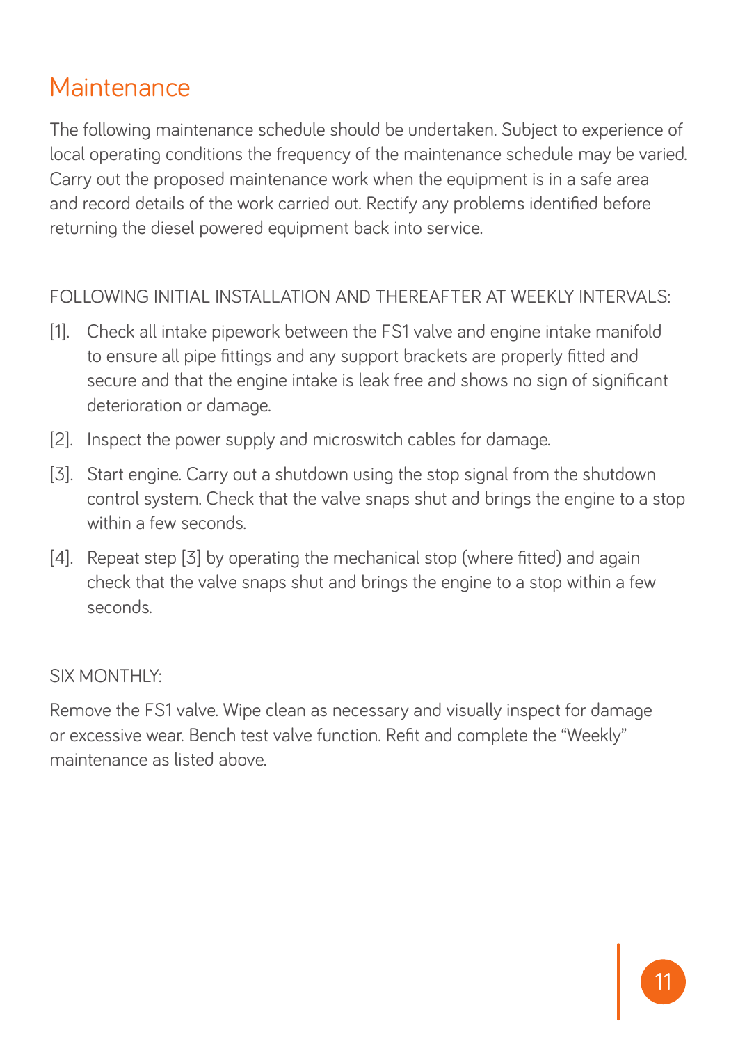# Maintenance

The following maintenance schedule should be undertaken. Subject to experience of local operating conditions the frequency of the maintenance schedule may be varied. Carry out the proposed maintenance work when the equipment is in a safe area and record details of the work carried out. Rectify any problems identified before returning the diesel powered equipment back into service.

FOLLOWING INITIAL INSTALLATION AND THEREAFTER AT WEEKLY INTERVALS:

[1]. Check all intake pipework between the FS1 valve and engine intake manifold to ensure all pipe fittings and any support brackets are properly fitted and secure and that the engine intake is leak free and shows no sign of significant deterioration or damage.

[2]. Inspect the power supply and microswitch cables for damage.

[3]. Start engine. Carry out a shutdown using the stop signal from the shutdown control system. Check that the valve snaps shut and brings the engine to a stop within a few seconds.

[4]. Repeat step [3] by operating the mechanical stop (where fitted) and again check that the valve snaps shut and brings the engine to a stop within a few seconds.

SIX MONTHLY:

Remove the FS1 valve. Wipe clean as necessary and visually inspect for damage or excessive wear. Bench test valve function. Refit and complete the "Weekly" maintenance as listed above.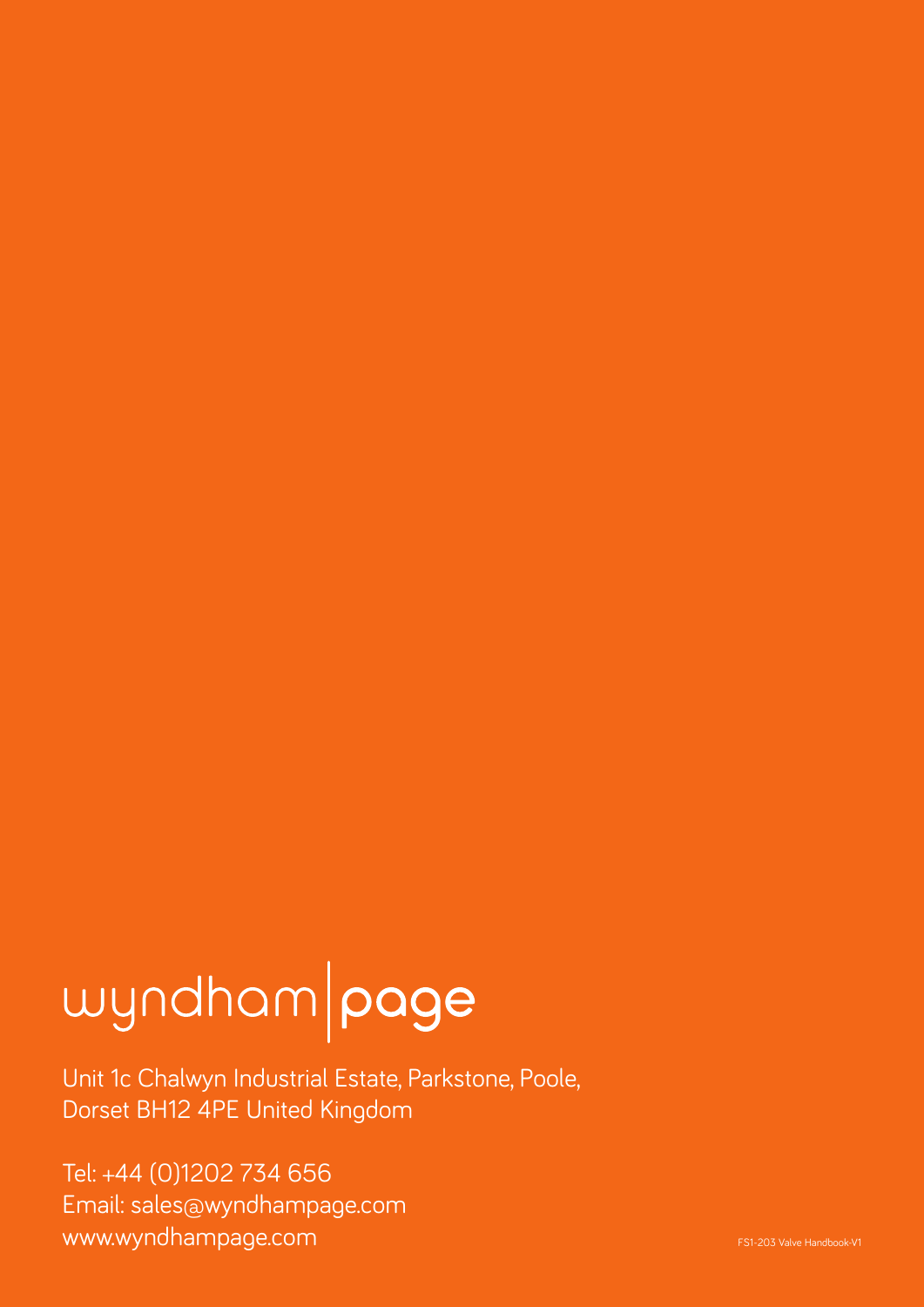wyndham | page

Unit 1c Chalwyn Industrial Estate, Parkstone, Poole,
Dorset BH12 4PE United Kingdom

Tel: +44 (0)1202 734 656
Email: sales@wyndhampage.com
www.wyndhampage.com

FS1-203 Valve Handbook-V1